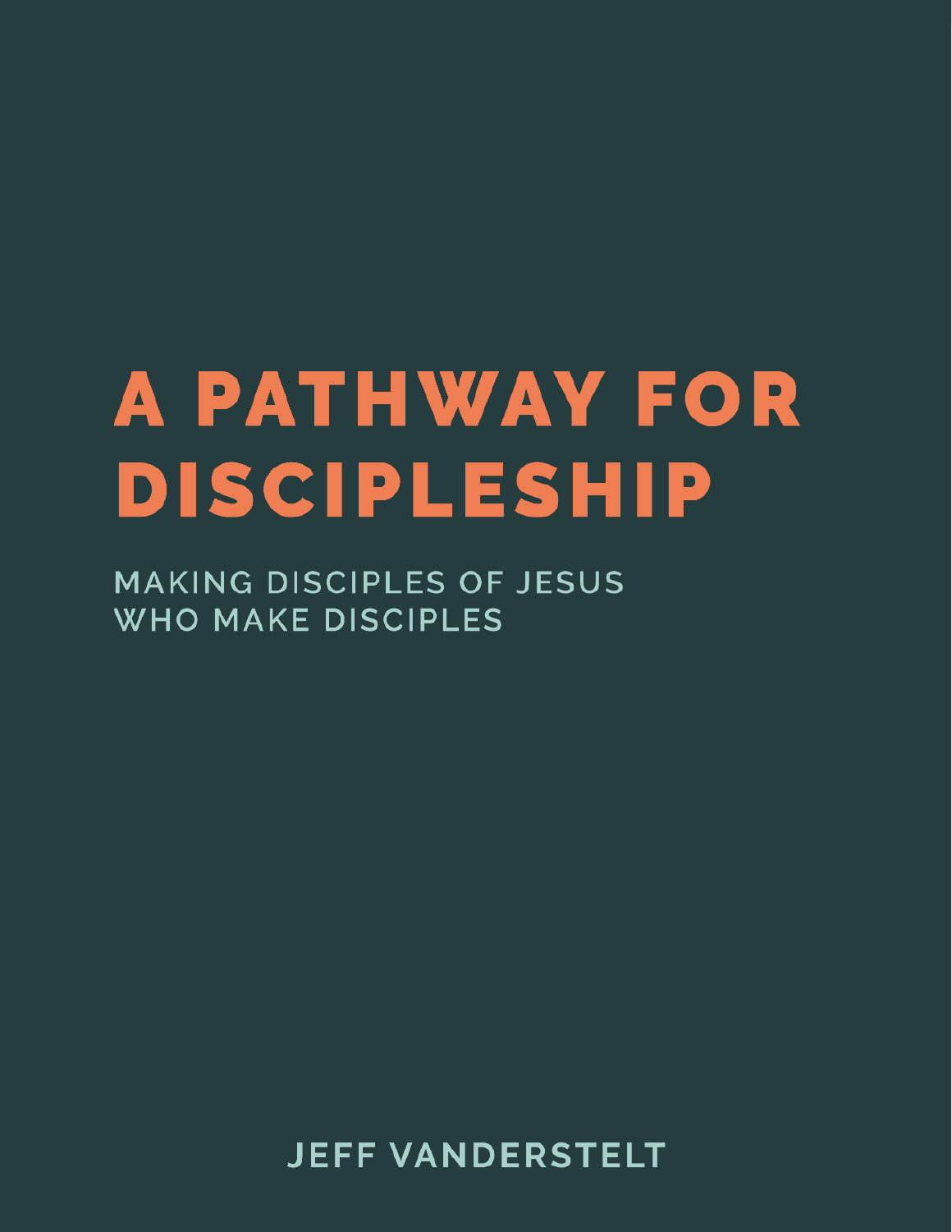# A PATHWAY FOR DISCIPLESHIP

## MAKING DISCIPLES OF JESUS WHO MAKE DISCIPLES

JEFF VANDERSTELT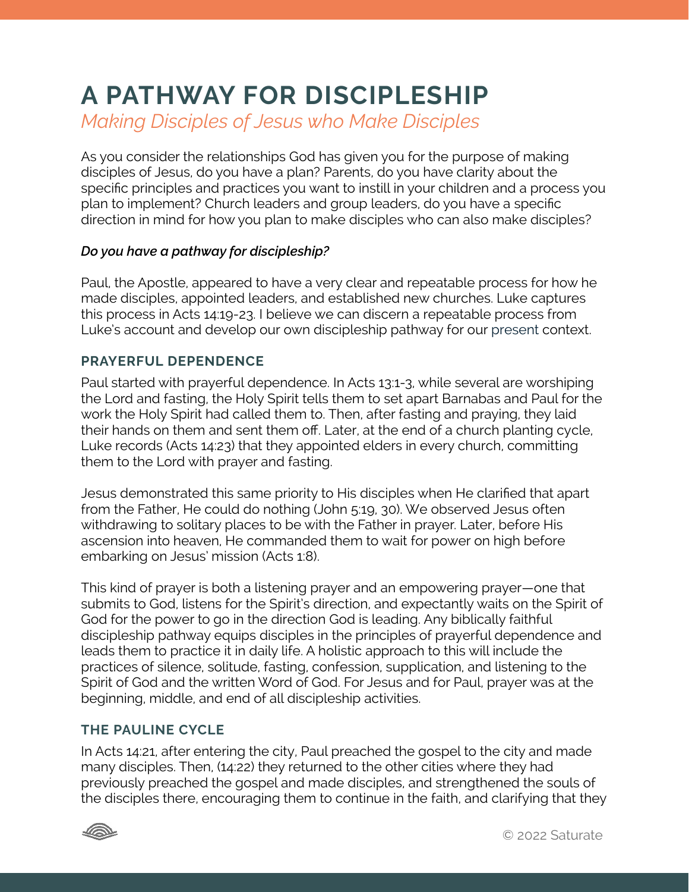# A PATHWAY FOR DISCIPLESHIP

*Making Disciples of Jesus who Make Disciples*

As you consider the relationships God has given you for the purpose of making disciples of Jesus, do you have a plan? Parents, do you have clarity about the specific principles and practices you want to instill in your children and a process you plan to implement? Church leaders and group leaders, do you have a specific direction in mind for how you plan to make disciples who can also make disciples?

***Do you have a pathway for discipleship?***

Paul, the Apostle, appeared to have a very clear and repeatable process for how he made disciples, appointed leaders, and established new churches. Luke captures this process in Acts 14:19-23. I believe we can discern a repeatable process from Luke's account and develop our own discipleship pathway for our present context.

## PRAYERFUL DEPENDENCE

Paul started with prayerful dependence. In Acts 13:1-3, while several are worshiping the Lord and fasting, the Holy Spirit tells them to set apart Barnabas and Paul for the work the Holy Spirit had called them to. Then, after fasting and praying, they laid their hands on them and sent them off. Later, at the end of a church planting cycle, Luke records (Acts 14:23) that they appointed elders in every church, committing them to the Lord with prayer and fasting.

Jesus demonstrated this same priority to His disciples when He clarified that apart from the Father, He could do nothing (John 5:19, 30). We observed Jesus often withdrawing to solitary places to be with the Father in prayer. Later, before His ascension into heaven, He commanded them to wait for power on high before embarking on Jesus' mission (Acts 1:8).

This kind of prayer is both a listening prayer and an empowering prayer—one that submits to God, listens for the Spirit's direction, and expectantly waits on the Spirit of God for the power to go in the direction God is leading. Any biblically faithful discipleship pathway equips disciples in the principles of prayerful dependence and leads them to practice it in daily life. A holistic approach to this will include the practices of silence, solitude, fasting, confession, supplication, and listening to the Spirit of God and the written Word of God. For Jesus and for Paul, prayer was at the beginning, middle, and end of all discipleship activities.

## THE PAULINE CYCLE

In Acts 14:21, after entering the city, Paul preached the gospel to the city and made many disciples. Then, (14:22) they returned to the other cities where they had previously preached the gospel and made disciples, and strengthened the souls of the disciples there, encouraging them to continue in the faith, and clarifying that they

© 2022 Saturate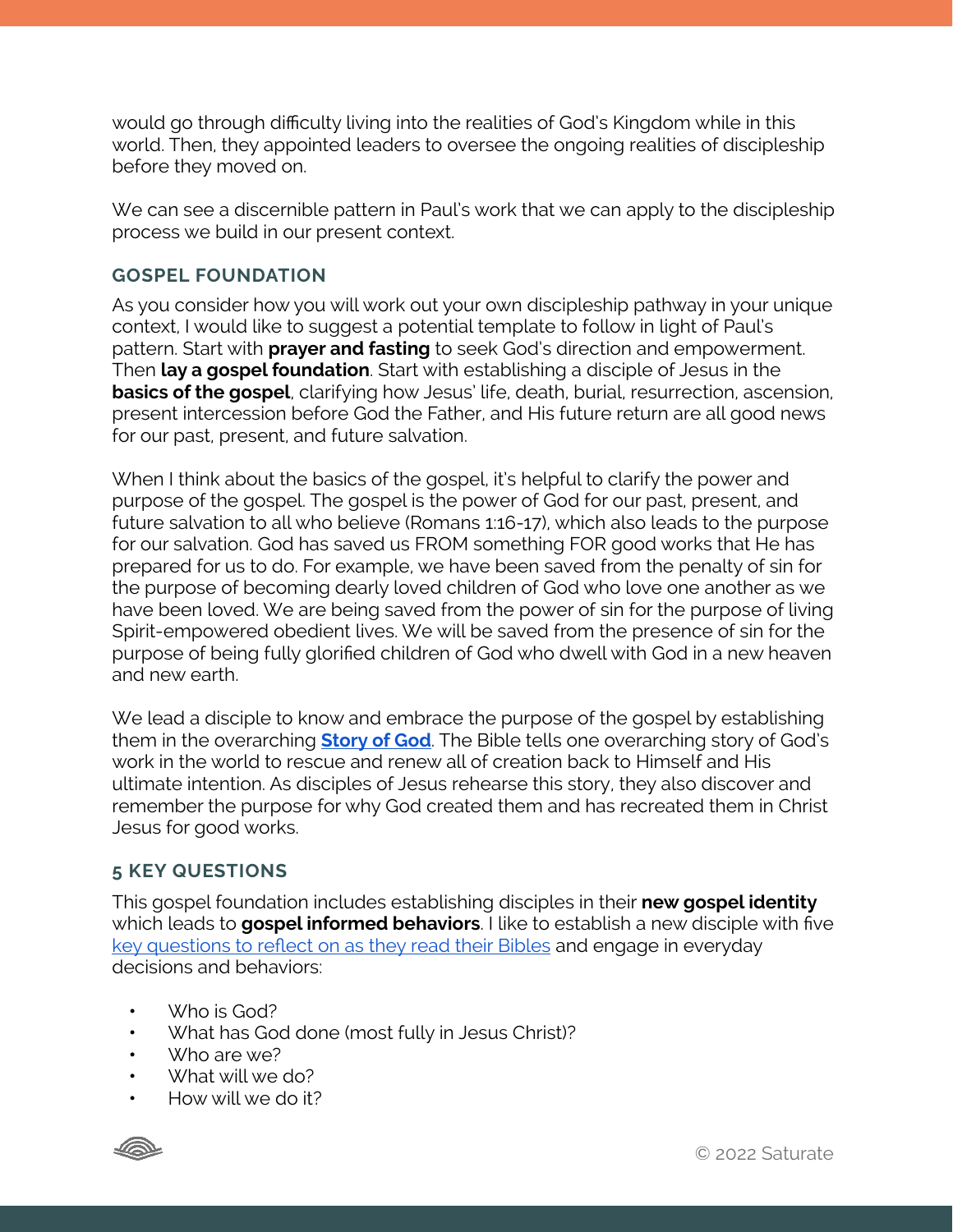would go through difficulty living into the realities of God's Kingdom while in this world. Then, they appointed leaders to oversee the ongoing realities of discipleship before they moved on.

We can see a discernible pattern in Paul's work that we can apply to the discipleship process we build in our present context.

### GOSPEL FOUNDATION

As you consider how you will work out your own discipleship pathway in your unique context, I would like to suggest a potential template to follow in light of Paul's pattern. Start with **prayer and fasting** to seek God's direction and empowerment. Then **lay a gospel foundation**. Start with establishing a disciple of Jesus in the **basics of the gospel**, clarifying how Jesus' life, death, burial, resurrection, ascension, present intercession before God the Father, and His future return are all good news for our past, present, and future salvation.

When I think about the basics of the gospel, it's helpful to clarify the power and purpose of the gospel. The gospel is the power of God for our past, present, and future salvation to all who believe (Romans 1:16-17), which also leads to the purpose for our salvation. God has saved us FROM something FOR good works that He has prepared for us to do. For example, we have been saved from the penalty of sin for the purpose of becoming dearly loved children of God who love one another as we have been loved. We are being saved from the power of sin for the purpose of living Spirit-empowered obedient lives. We will be saved from the presence of sin for the purpose of being fully glorified children of God who dwell with God in a new heaven and new earth.

We lead a disciple to know and embrace the purpose of the gospel by establishing them in the overarching **Story of God**. The Bible tells one overarching story of God's work in the world to rescue and renew all of creation back to Himself and His ultimate intention. As disciples of Jesus rehearse this story, they also discover and remember the purpose for why God created them and has recreated them in Christ Jesus for good works.

### 5 KEY QUESTIONS

This gospel foundation includes establishing disciples in their **new gospel identity** which leads to **gospel informed behaviors**. I like to establish a new disciple with five key questions to reflect on as they read their Bibles and engage in everyday decisions and behaviors:

- Who is God?
- What has God done (most fully in Jesus Christ)?
- Who are we?
- What will we do?
- How will we do it?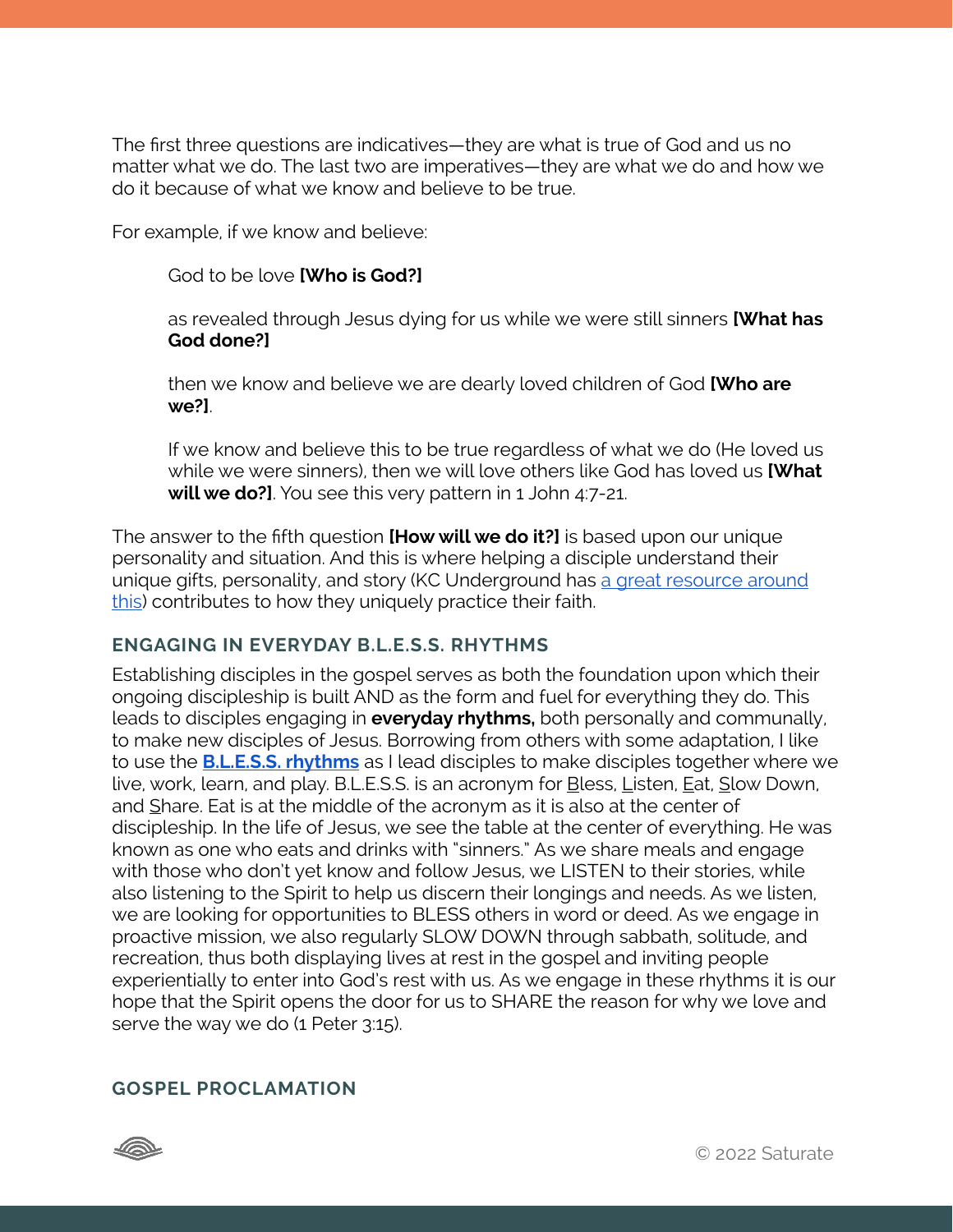The first three questions are indicatives—they are what is true of God and us no matter what we do. The last two are imperatives—they are what we do and how we do it because of what we know and believe to be true.

For example, if we know and believe:

> God to be love **[Who is God?]**
>
> as revealed through Jesus dying for us while we were still sinners **[What has God done?]**
>
> then we know and believe we are dearly loved children of God **[Who are we?]**.
>
> If we know and believe this to be true regardless of what we do (He loved us while we were sinners), then we will love others like God has loved us **[What will we do?]**. You see this very pattern in 1 John 4:7-21.

The answer to the fifth question **[How will we do it?]** is based upon our unique personality and situation. And this is where helping a disciple understand their unique gifts, personality, and story (KC Underground has a great resource around this) contributes to how they uniquely practice their faith.

### ENGAGING IN EVERYDAY B.L.E.S.S. RHYTHMS

Establishing disciples in the gospel serves as both the foundation upon which their ongoing discipleship is built AND as the form and fuel for everything they do. This leads to disciples engaging in **everyday rhythms,** both personally and communally, to make new disciples of Jesus. Borrowing from others with some adaptation, I like to use the **B.L.E.S.S. rhythms** as I lead disciples to make disciples together where we live, work, learn, and play. B.L.E.S.S. is an acronym for Bless, Listen, Eat, Slow Down, and Share. Eat is at the middle of the acronym as it is also at the center of discipleship. In the life of Jesus, we see the table at the center of everything. He was known as one who eats and drinks with "sinners." As we share meals and engage with those who don't yet know and follow Jesus, we LISTEN to their stories, while also listening to the Spirit to help us discern their longings and needs. As we listen, we are looking for opportunities to BLESS others in word or deed. As we engage in proactive mission, we also regularly SLOW DOWN through sabbath, solitude, and recreation, thus both displaying lives at rest in the gospel and inviting people experientially to enter into God's rest with us. As we engage in these rhythms it is our hope that the Spirit opens the door for us to SHARE the reason for why we love and serve the way we do (1 Peter 3:15).

### GOSPEL PROCLAMATION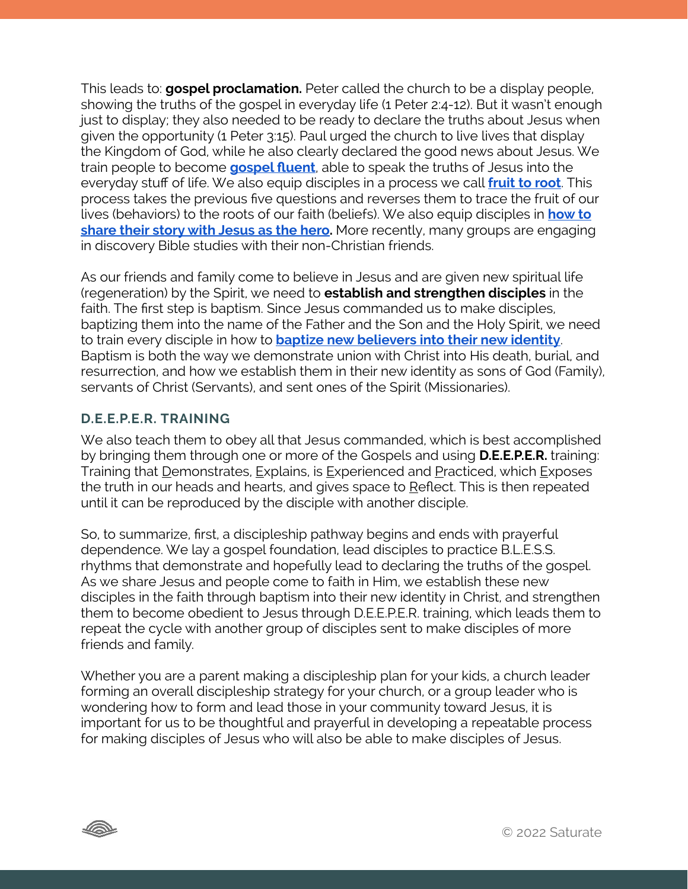This leads to: **gospel proclamation.** Peter called the church to be a display people, showing the truths of the gospel in everyday life (1 Peter 2:4-12). But it wasn't enough just to display; they also needed to be ready to declare the truths about Jesus when given the opportunity (1 Peter 3:15). Paul urged the church to live lives that display the Kingdom of God, while he also clearly declared the good news about Jesus. We train people to become **gospel fluent**, able to speak the truths of Jesus into the everyday stuff of life. We also equip disciples in a process we call **fruit to root**. This process takes the previous five questions and reverses them to trace the fruit of our lives (behaviors) to the roots of our faith (beliefs). We also equip disciples in **how to share their story with Jesus as the hero.** More recently, many groups are engaging in discovery Bible studies with their non-Christian friends.

As our friends and family come to believe in Jesus and are given new spiritual life (regeneration) by the Spirit, we need to **establish and strengthen disciples** in the faith. The first step is baptism. Since Jesus commanded us to make disciples, baptizing them into the name of the Father and the Son and the Holy Spirit, we need to train every disciple in how to **baptize new believers into their new identity**. Baptism is both the way we demonstrate union with Christ into His death, burial, and resurrection, and how we establish them in their new identity as sons of God (Family), servants of Christ (Servants), and sent ones of the Spirit (Missionaries).

### D.E.E.P.E.R. TRAINING

We also teach them to obey all that Jesus commanded, which is best accomplished by bringing them through one or more of the Gospels and using **D.E.E.P.E.R.** training: Training that Demonstrates, Explains, is Experienced and Practiced, which Exposes the truth in our heads and hearts, and gives space to Reflect. This is then repeated until it can be reproduced by the disciple with another disciple.

So, to summarize, first, a discipleship pathway begins and ends with prayerful dependence. We lay a gospel foundation, lead disciples to practice B.L.E.S.S. rhythms that demonstrate and hopefully lead to declaring the truths of the gospel. As we share Jesus and people come to faith in Him, we establish these new disciples in the faith through baptism into their new identity in Christ, and strengthen them to become obedient to Jesus through D.E.E.P.E.R. training, which leads them to repeat the cycle with another group of disciples sent to make disciples of more friends and family.

Whether you are a parent making a discipleship plan for your kids, a church leader forming an overall discipleship strategy for your church, or a group leader who is wondering how to form and lead those in your community toward Jesus, it is important for us to be thoughtful and prayerful in developing a repeatable process for making disciples of Jesus who will also be able to make disciples of Jesus.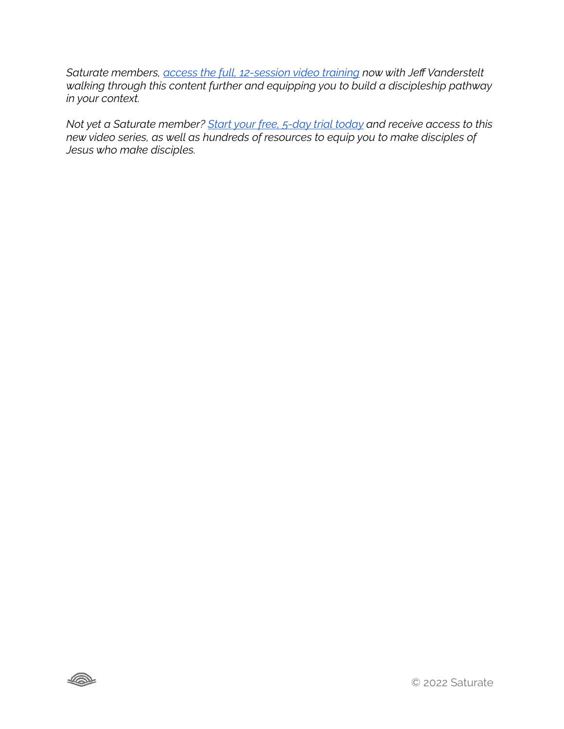*Saturate members, access the full, 12-session video training now with Jeff Vanderstelt walking through this content further and equipping you to build a discipleship pathway in your context.*

*Not yet a Saturate member? Start your free, 5-day trial today and receive access to this new video series, as well as hundreds of resources to equip you to make disciples of Jesus who make disciples.*